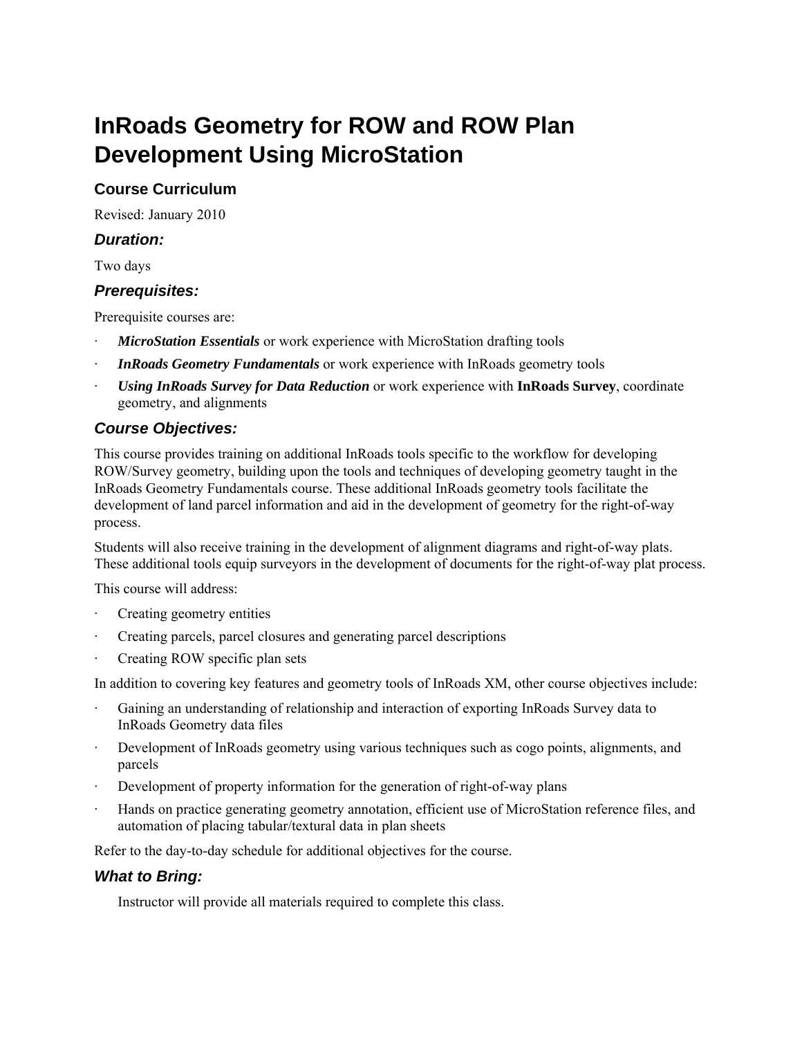# InRoads Geometry for ROW and ROW Plan Development Using MicroStation

## Course Curriculum

Revised: January 2010

### *Duration:*

Two days

### *Prerequisites:*

Prerequisite courses are:

- ***MicroStation Essentials*** or work experience with MicroStation drafting tools
- ***InRoads Geometry Fundamentals*** or work experience with InRoads geometry tools
- ***Using InRoads Survey for Data Reduction*** or work experience with **InRoads Survey**, coordinate geometry, and alignments

### *Course Objectives:*

This course provides training on additional InRoads tools specific to the workflow for developing ROW/Survey geometry, building upon the tools and techniques of developing geometry taught in the InRoads Geometry Fundamentals course. These additional InRoads geometry tools facilitate the development of land parcel information and aid in the development of geometry for the right-of-way process.

Students will also receive training in the development of alignment diagrams and right-of-way plats. These additional tools equip surveyors in the development of documents for the right-of-way plat process.

This course will address:

- Creating geometry entities
- Creating parcels, parcel closures and generating parcel descriptions
- Creating ROW specific plan sets

In addition to covering key features and geometry tools of InRoads XM, other course objectives include:

- Gaining an understanding of relationship and interaction of exporting InRoads Survey data to InRoads Geometry data files
- Development of InRoads geometry using various techniques such as cogo points, alignments, and parcels
- Development of property information for the generation of right-of-way plans
- Hands on practice generating geometry annotation, efficient use of MicroStation reference files, and automation of placing tabular/textural data in plan sheets

Refer to the day-to-day schedule for additional objectives for the course.

### *What to Bring:*

Instructor will provide all materials required to complete this class.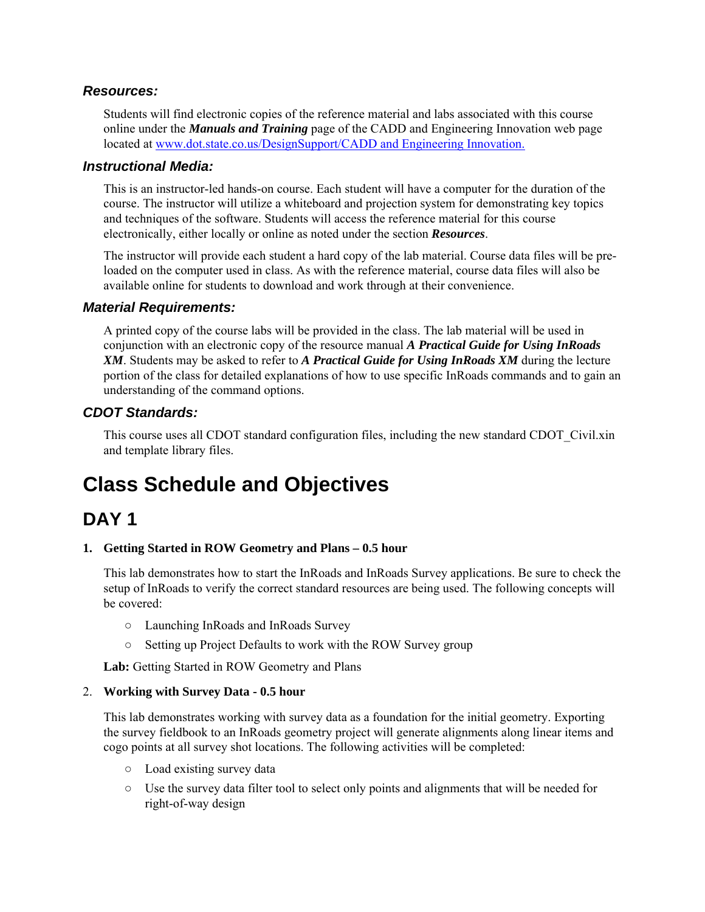### *Resources:*

Students will find electronic copies of the reference material and labs associated with this course online under the ***Manuals and Training*** page of the CADD and Engineering Innovation web page located at [www.dot.state.co.us/DesignSupport/CADD and Engineering Innovation.](www.dot.state.co.us/DesignSupport/CADD and Engineering Innovation.)

### *Instructional Media:*

This is an instructor-led hands-on course. Each student will have a computer for the duration of the course. The instructor will utilize a whiteboard and projection system for demonstrating key topics and techniques of the software. Students will access the reference material for this course electronically, either locally or online as noted under the section ***Resources***.

The instructor will provide each student a hard copy of the lab material. Course data files will be pre-loaded on the computer used in class. As with the reference material, course data files will also be available online for students to download and work through at their convenience.

### *Material Requirements:*

A printed copy of the course labs will be provided in the class. The lab material will be used in conjunction with an electronic copy of the resource manual ***A Practical Guide for Using InRoads XM***. Students may be asked to refer to ***A Practical Guide for Using InRoads XM*** during the lecture portion of the class for detailed explanations of how to use specific InRoads commands and to gain an understanding of the command options.

### *CDOT Standards:*

This course uses all CDOT standard configuration files, including the new standard CDOT_Civil.xin and template library files.

# Class Schedule and Objectives

## DAY 1

**1. Getting Started in ROW Geometry and Plans – 0.5 hour**

This lab demonstrates how to start the InRoads and InRoads Survey applications. Be sure to check the setup of InRoads to verify the correct standard resources are being used. The following concepts will be covered:

- Launching InRoads and InRoads Survey
- Setting up Project Defaults to work with the ROW Survey group

**Lab:** Getting Started in ROW Geometry and Plans

**2. Working with Survey Data - 0.5 hour**

This lab demonstrates working with survey data as a foundation for the initial geometry. Exporting the survey fieldbook to an InRoads geometry project will generate alignments along linear items and cogo points at all survey shot locations. The following activities will be completed:

- Load existing survey data
- Use the survey data filter tool to select only points and alignments that will be needed for right-of-way design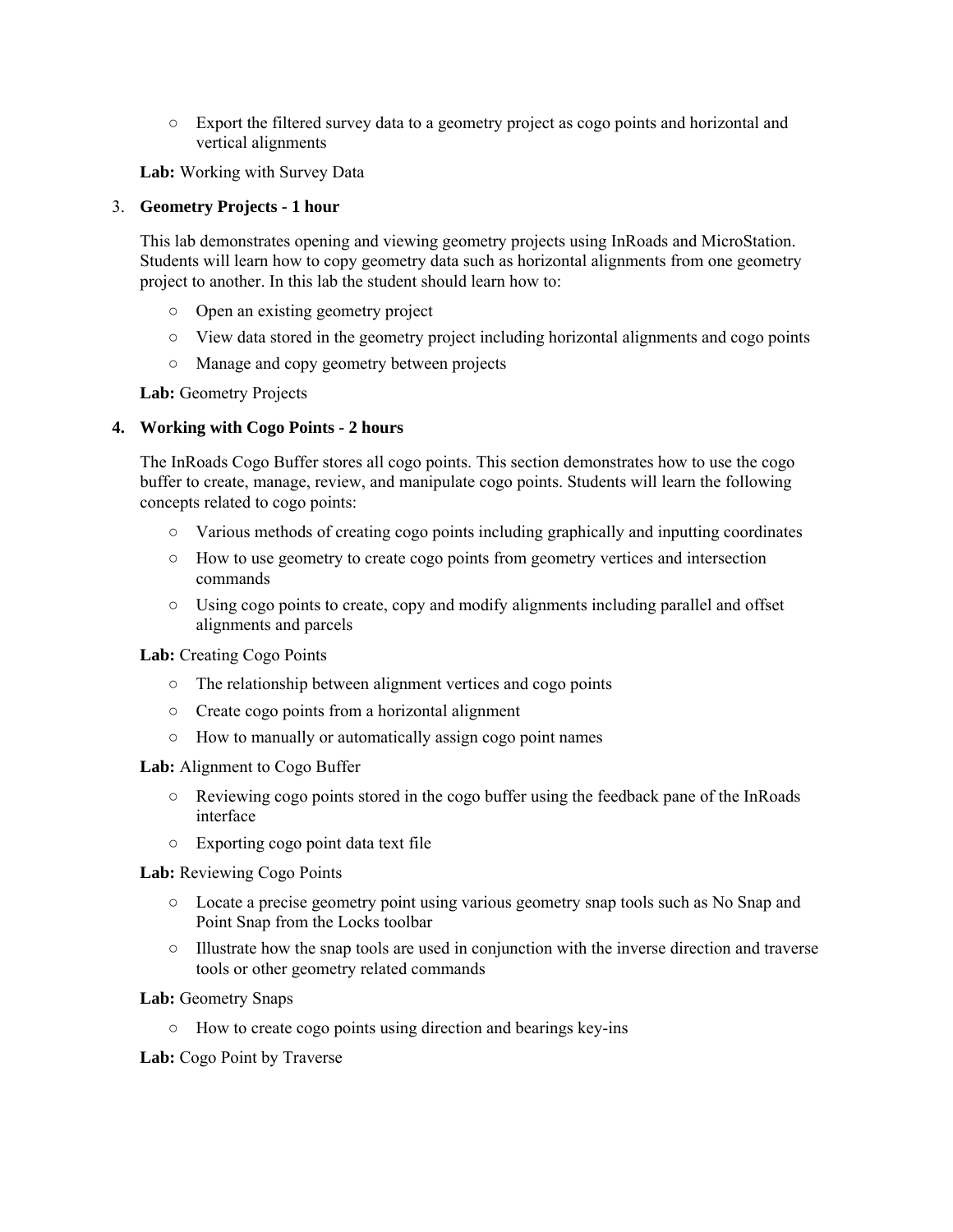- Export the filtered survey data to a geometry project as cogo points and horizontal and vertical alignments

**Lab:** Working with Survey Data

3. **Geometry Projects - 1 hour**

   This lab demonstrates opening and viewing geometry projects using InRoads and MicroStation. Students will learn how to copy geometry data such as horizontal alignments from one geometry project to another. In this lab the student should learn how to:

   - Open an existing geometry project
   - View data stored in the geometry project including horizontal alignments and cogo points
   - Manage and copy geometry between projects

   **Lab:** Geometry Projects

4. **Working with Cogo Points - 2 hours**

   The InRoads Cogo Buffer stores all cogo points. This section demonstrates how to use the cogo buffer to create, manage, review, and manipulate cogo points. Students will learn the following concepts related to cogo points:

   - Various methods of creating cogo points including graphically and inputting coordinates
   - How to use geometry to create cogo points from geometry vertices and intersection commands
   - Using cogo points to create, copy and modify alignments including parallel and offset alignments and parcels

   **Lab:** Creating Cogo Points

   - The relationship between alignment vertices and cogo points
   - Create cogo points from a horizontal alignment
   - How to manually or automatically assign cogo point names

   **Lab:** Alignment to Cogo Buffer

   - Reviewing cogo points stored in the cogo buffer using the feedback pane of the InRoads interface
   - Exporting cogo point data text file

   **Lab:** Reviewing Cogo Points

   - Locate a precise geometry point using various geometry snap tools such as No Snap and Point Snap from the Locks toolbar
   - Illustrate how the snap tools are used in conjunction with the inverse direction and traverse tools or other geometry related commands

   **Lab:** Geometry Snaps

   - How to create cogo points using direction and bearings key-ins

   **Lab:** Cogo Point by Traverse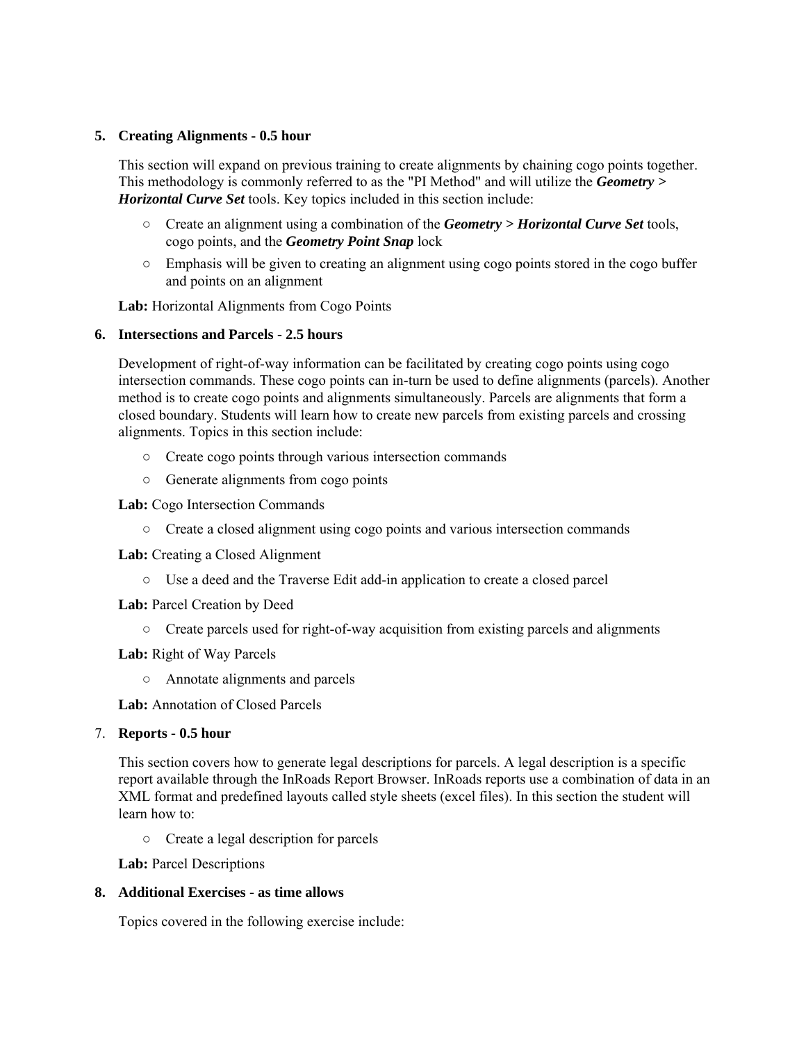**5. Creating Alignments - 0.5 hour**

This section will expand on previous training to create alignments by chaining cogo points together. This methodology is commonly referred to as the "PI Method" and will utilize the ***Geometry > Horizontal Curve Set*** tools. Key topics included in this section include:

- Create an alignment using a combination of the ***Geometry > Horizontal Curve Set*** tools, cogo points, and the ***Geometry Point Snap*** lock
- Emphasis will be given to creating an alignment using cogo points stored in the cogo buffer and points on an alignment

**Lab:** Horizontal Alignments from Cogo Points

**6. Intersections and Parcels - 2.5 hours**

Development of right-of-way information can be facilitated by creating cogo points using cogo intersection commands. These cogo points can in-turn be used to define alignments (parcels). Another method is to create cogo points and alignments simultaneously. Parcels are alignments that form a closed boundary. Students will learn how to create new parcels from existing parcels and crossing alignments. Topics in this section include:

- Create cogo points through various intersection commands
- Generate alignments from cogo points

**Lab:** Cogo Intersection Commands

- Create a closed alignment using cogo points and various intersection commands

**Lab:** Creating a Closed Alignment

- Use a deed and the Traverse Edit add-in application to create a closed parcel

**Lab:** Parcel Creation by Deed

- Create parcels used for right-of-way acquisition from existing parcels and alignments

**Lab:** Right of Way Parcels

- Annotate alignments and parcels

**Lab:** Annotation of Closed Parcels

7. **Reports - 0.5 hour**

This section covers how to generate legal descriptions for parcels. A legal description is a specific report available through the InRoads Report Browser. InRoads reports use a combination of data in an XML format and predefined layouts called style sheets (excel files). In this section the student will learn how to:

- Create a legal description for parcels

**Lab:** Parcel Descriptions

**8. Additional Exercises - as time allows**

Topics covered in the following exercise include: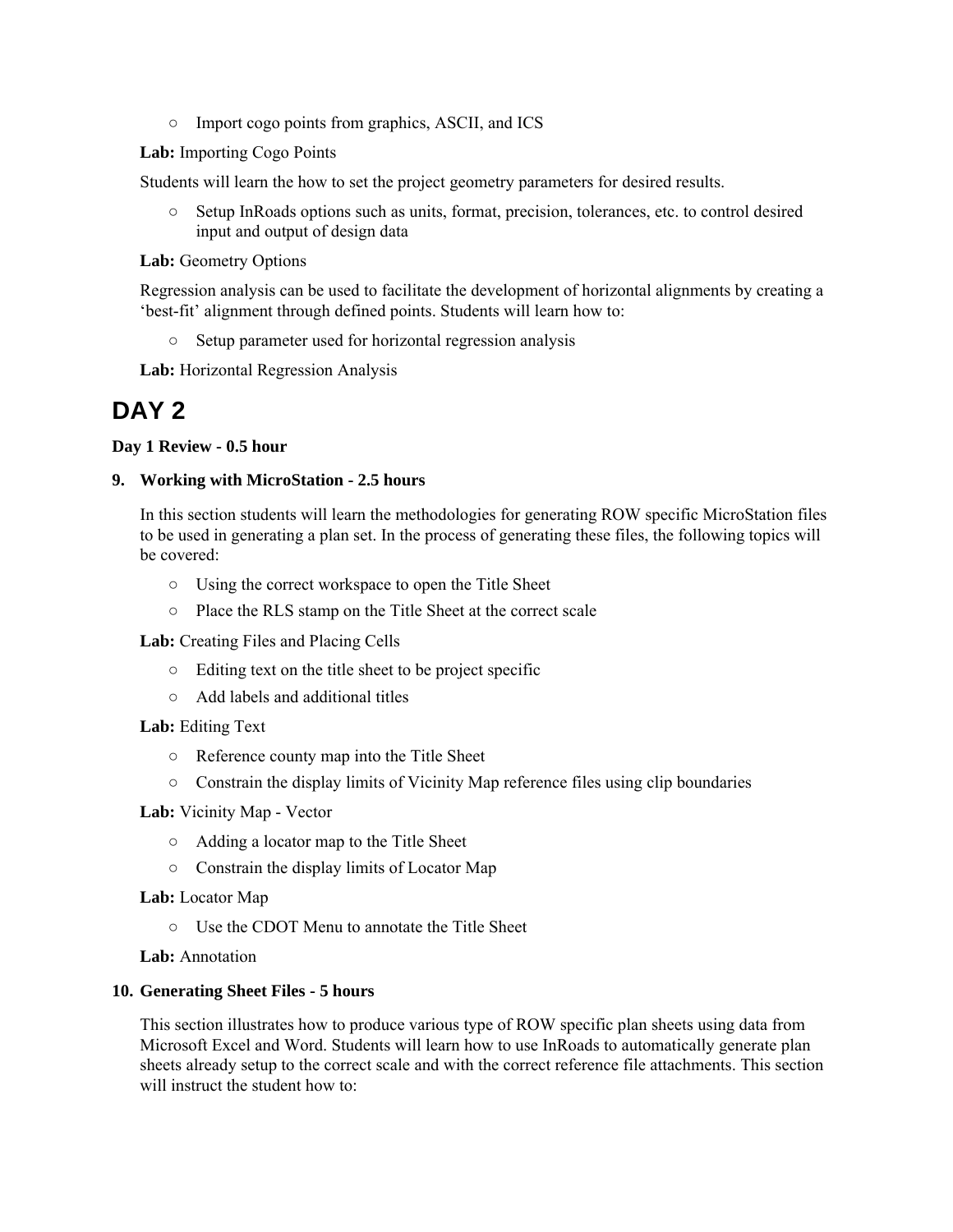- Import cogo points from graphics, ASCII, and ICS

**Lab:** Importing Cogo Points

Students will learn the how to set the project geometry parameters for desired results.

- Setup InRoads options such as units, format, precision, tolerances, etc. to control desired input and output of design data

**Lab:** Geometry Options

Regression analysis can be used to facilitate the development of horizontal alignments by creating a 'best-fit' alignment through defined points. Students will learn how to:

- Setup parameter used for horizontal regression analysis

**Lab:** Horizontal Regression Analysis

# DAY 2

**Day 1 Review - 0.5 hour**

**9. Working with MicroStation - 2.5 hours**

In this section students will learn the methodologies for generating ROW specific MicroStation files to be used in generating a plan set. In the process of generating these files, the following topics will be covered:

- Using the correct workspace to open the Title Sheet
- Place the RLS stamp on the Title Sheet at the correct scale

**Lab:** Creating Files and Placing Cells

- Editing text on the title sheet to be project specific
- Add labels and additional titles

**Lab:** Editing Text

- Reference county map into the Title Sheet
- Constrain the display limits of Vicinity Map reference files using clip boundaries

**Lab:** Vicinity Map - Vector

- Adding a locator map to the Title Sheet
- Constrain the display limits of Locator Map

**Lab:** Locator Map

- Use the CDOT Menu to annotate the Title Sheet

**Lab:** Annotation

**10. Generating Sheet Files - 5 hours**

This section illustrates how to produce various type of ROW specific plan sheets using data from Microsoft Excel and Word. Students will learn how to use InRoads to automatically generate plan sheets already setup to the correct scale and with the correct reference file attachments. This section will instruct the student how to: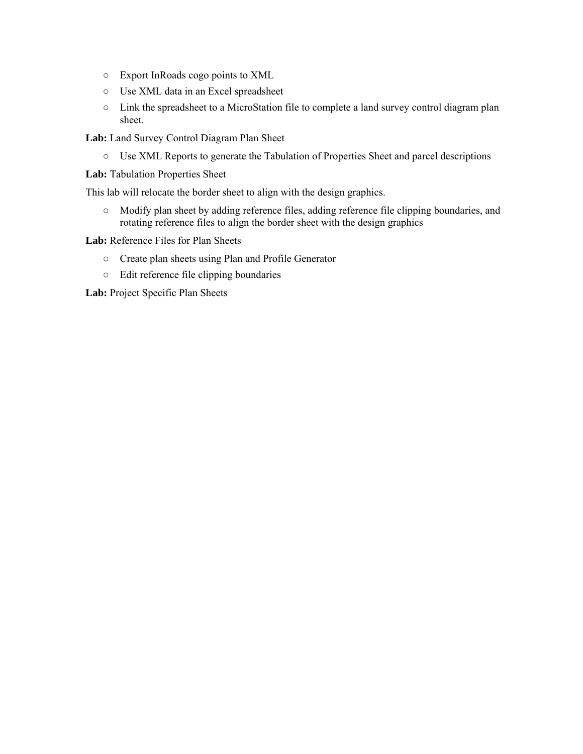- Export InRoads cogo points to XML
- Use XML data in an Excel spreadsheet
- Link the spreadsheet to a MicroStation file to complete a land survey control diagram plan sheet.

**Lab:** Land Survey Control Diagram Plan Sheet

- Use XML Reports to generate the Tabulation of Properties Sheet and parcel descriptions

**Lab:** Tabulation Properties Sheet

This lab will relocate the border sheet to align with the design graphics.

- Modify plan sheet by adding reference files, adding reference file clipping boundaries, and rotating reference files to align the border sheet with the design graphics

**Lab:** Reference Files for Plan Sheets

- Create plan sheets using Plan and Profile Generator
- Edit reference file clipping boundaries

**Lab:** Project Specific Plan Sheets